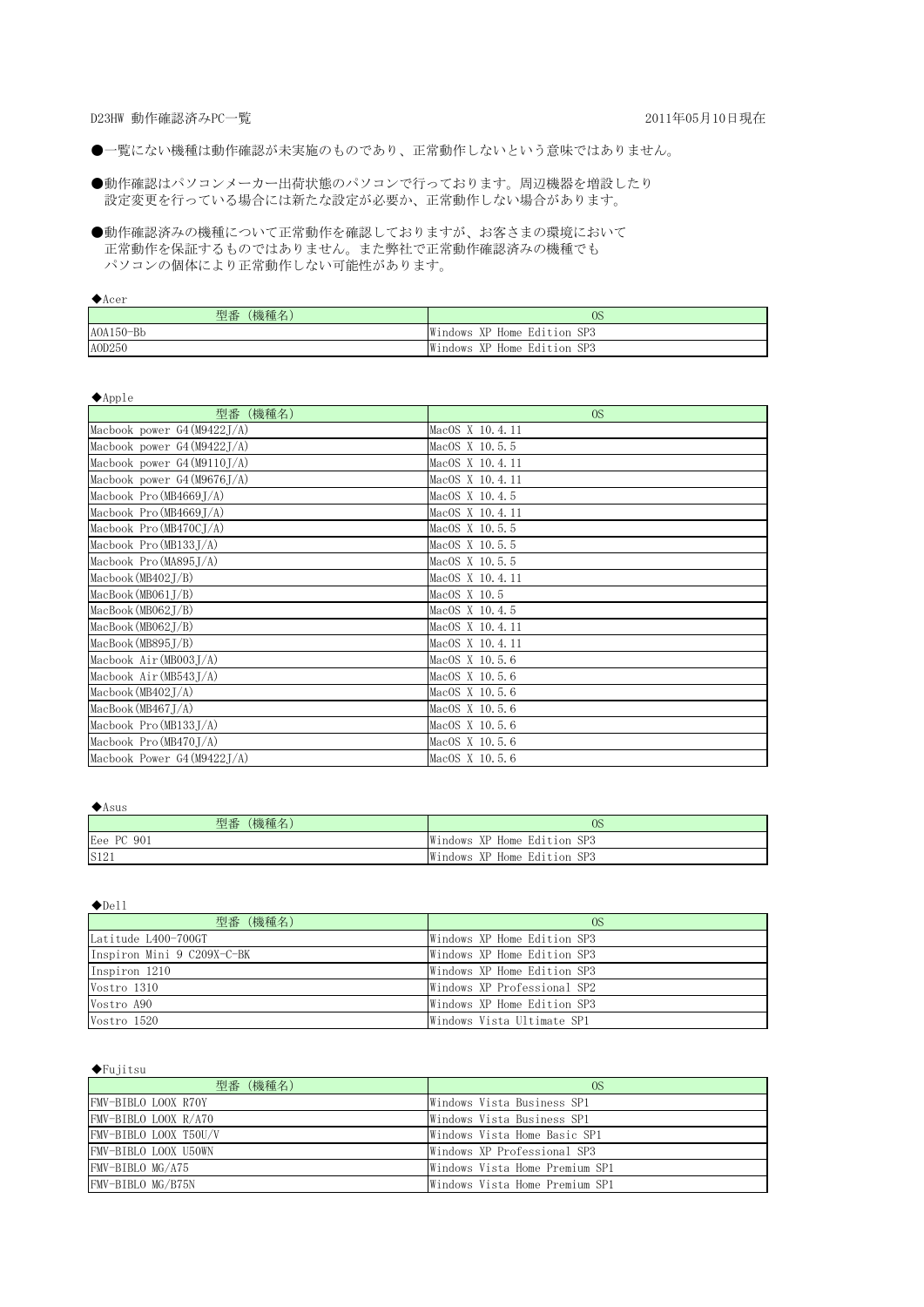D23HW 動作確認済みPC一覧

2011年05月10日現在

●一覧にない機種は動作確認が未実施のものであり、正常動作しないという意味ではありません。

●動作確認はパソコンメーカー出荷状態のパソコンで行っております。周辺機器を増設したり
設定変更を行っている場合には新たな設定が必要か、正常動作しない場合があります。

●動作確認済みの機種について正常動作を確認しておりますが、お客さまの環境において
正常動作を保証するものではありません。また弊社で正常動作確認済みの機種でも
パソコンの個体により正常動作しない可能性があります。

◆Acer

| 型番（機種名） | OS |
|---|---|
| AOA150-Bb | Windows XP Home Edition SP3 |
| AOD250 | Windows XP Home Edition SP3 |

◆Apple

| 型番（機種名） | OS |
|---|---|
| Macbook power G4(M9422J/A) | MacOS X 10.4.11 |
| Macbook power G4(M9422J/A) | MacOS X 10.5.5 |
| Macbook power G4(M9110J/A) | MacOS X 10.4.11 |
| Macbook power G4(M9676J/A) | MacOS X 10.4.11 |
| Macbook Pro(MB4669J/A) | MacOS X 10.4.5 |
| Macbook Pro(MB4669J/A) | MacOS X 10.4.11 |
| Macbook Pro(MB470CJ/A) | MacOS X 10.5.5 |
| Macbook Pro(MB133J/A) | MacOS X 10.5.5 |
| Macbook Pro(MA895J/A) | MacOS X 10.5.5 |
| Macbook(MB402J/B) | MacOS X 10.4.11 |
| MacBook(MB061J/B) | MacOS X 10.5 |
| MacBook(MB062J/B) | MacOS X 10.4.5 |
| MacBook(MB062J/B) | MacOS X 10.4.11 |
| MacBook(MB895J/B) | MacOS X 10.4.11 |
| Macbook Air(MB003J/A) | MacOS X 10.5.6 |
| Macbook Air(MB543J/A) | MacOS X 10.5.6 |
| Macbook(MB402J/A) | MacOS X 10.5.6 |
| MacBook(MB467J/A) | MacOS X 10.5.6 |
| Macbook Pro(MB133J/A) | MacOS X 10.5.6 |
| Macbook Pro(MB470J/A) | MacOS X 10.5.6 |
| Macbook Power G4(M9422J/A) | MacOS X 10.5.6 |

◆Asus

| 型番（機種名） | OS |
|---|---|
| Eee PC 901 | Windows XP Home Edition SP3 |
| S121 | Windows XP Home Edition SP3 |

◆Dell

| 型番（機種名） | OS |
|---|---|
| Latitude L400-700GT | Windows XP Home Edition SP3 |
| Inspiron Mini 9 C209X-C-BK | Windows XP Home Edition SP3 |
| Inspiron 1210 | Windows XP Home Edition SP3 |
| Vostro 1310 | Windows XP Professional SP2 |
| Vostro A90 | Windows XP Home Edition SP3 |
| Vostro 1520 | Windows Vista Ultimate SP1 |

◆Fujitsu

| 型番（機種名） | OS |
|---|---|
| FMV-BIBLO LOOX R70Y | Windows Vista Business SP1 |
| FMV-BIBLO LOOX R/A70 | Windows Vista Business SP1 |
| FMV-BIBLO LOOX T50U/V | Windows Vista Home Basic SP1 |
| FMV-BIBLO LOOX U50WN | Windows XP Professional SP3 |
| FMV-BIBLO MG/A75 | Windows Vista Home Premium SP1 |
| FMV-BIBLO MG/B75N | Windows Vista Home Premium SP1 |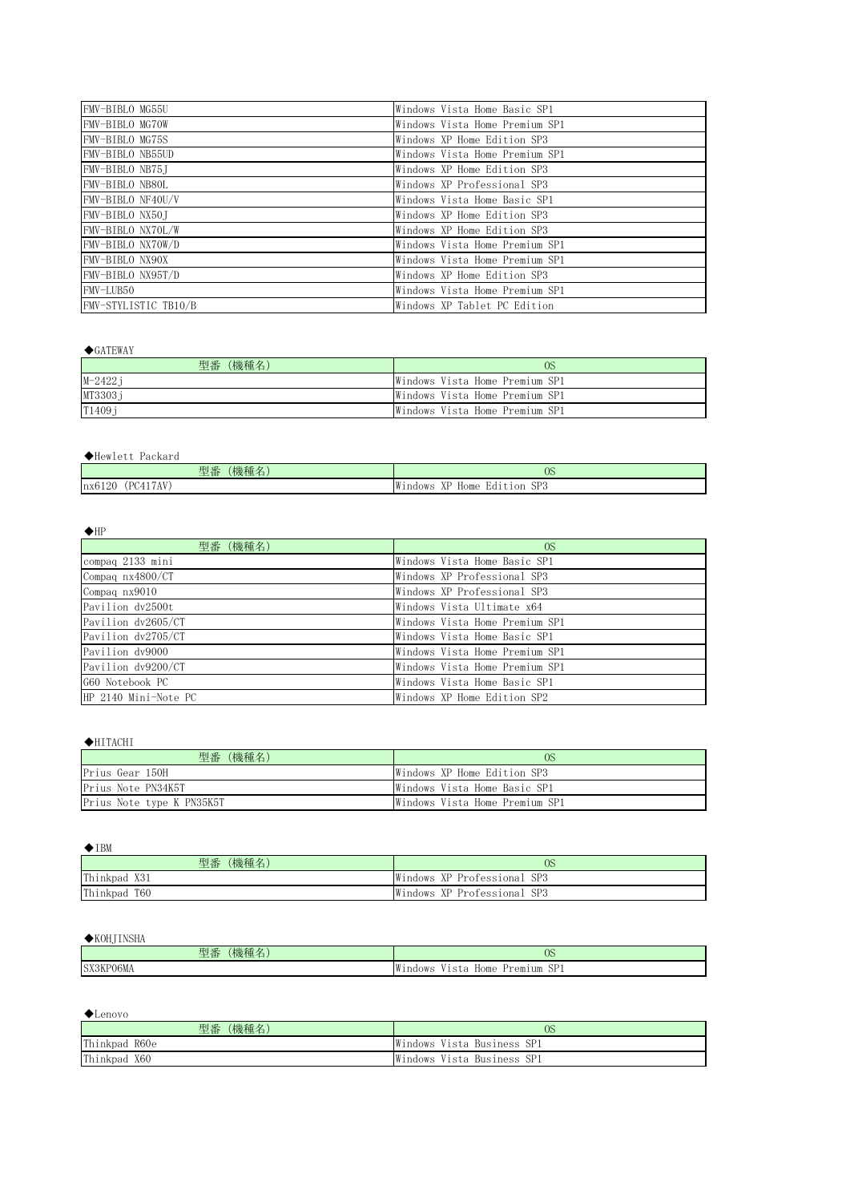| | |
|---|---|
| FMV-BIBLO MG55U | Windows Vista Home Basic SP1 |
| FMV-BIBLO MG70W | Windows Vista Home Premium SP1 |
| FMV-BIBLO MG75S | Windows XP Home Edition SP3 |
| FMV-BIBLO NB55UD | Windows Vista Home Premium SP1 |
| FMV-BIBLO NB75J | Windows XP Home Edition SP3 |
| FMV-BIBLO NB80L | Windows XP Professional SP3 |
| FMV-BIBLO NF40U/V | Windows Vista Home Basic SP1 |
| FMV-BIBLO NX50J | Windows XP Home Edition SP3 |
| FMV-BIBLO NX70L/W | Windows XP Home Edition SP3 |
| FMV-BIBLO NX70W/D | Windows Vista Home Premium SP1 |
| FMV-BIBLO NX90X | Windows Vista Home Premium SP1 |
| FMV-BIBLO NX95T/D | Windows XP Home Edition SP3 |
| FMV-LUB50 | Windows Vista Home Premium SP1 |
| FMV-STYLISTIC TB10/B | Windows XP Tablet PC Edition |

◆GATEWAY

| 型番（機種名） | OS |
|---|---|
| M-2422j | Windows Vista Home Premium SP1 |
| MT3303j | Windows Vista Home Premium SP1 |
| T1409j | Windows Vista Home Premium SP1 |

◆Hewlett Packard

| 型番（機種名） | OS |
|---|---|
| nx6120 (PC417AV) | Windows XP Home Edition SP3 |

◆HP

| 型番（機種名） | OS |
|---|---|
| compaq 2133 mini | Windows Vista Home Basic SP1 |
| Compaq nx4800/CT | Windows XP Professional SP3 |
| Compaq nx9010 | Windows XP Professional SP3 |
| Pavilion dv2500t | Windows Vista Ultimate x64 |
| Pavilion dv2605/CT | Windows Vista Home Premium SP1 |
| Pavilion dv2705/CT | Windows Vista Home Basic SP1 |
| Pavilion dv9000 | Windows Vista Home Premium SP1 |
| Pavilion dv9200/CT | Windows Vista Home Premium SP1 |
| G60 Notebook PC | Windows Vista Home Basic SP1 |
| HP 2140 Mini-Note PC | Windows XP Home Edition SP2 |

◆HITACHI

| 型番（機種名） | OS |
|---|---|
| Prius Gear 150H | Windows XP Home Edition SP3 |
| Prius Note PN34K5T | Windows Vista Home Basic SP1 |
| Prius Note type K PN35K5T | Windows Vista Home Premium SP1 |

◆IBM

| 型番（機種名） | OS |
|---|---|
| Thinkpad X31 | Windows XP Professional SP3 |
| Thinkpad T60 | Windows XP Professional SP3 |

◆KOHJINSHA

| 型番（機種名） | OS |
|---|---|
| SX3KP06MA | Windows Vista Home Premium SP1 |

◆Lenovo

| 型番（機種名） | OS |
|---|---|
| Thinkpad R60e | Windows Vista Business SP1 |
| Thinkpad X60 | Windows Vista Business SP1 |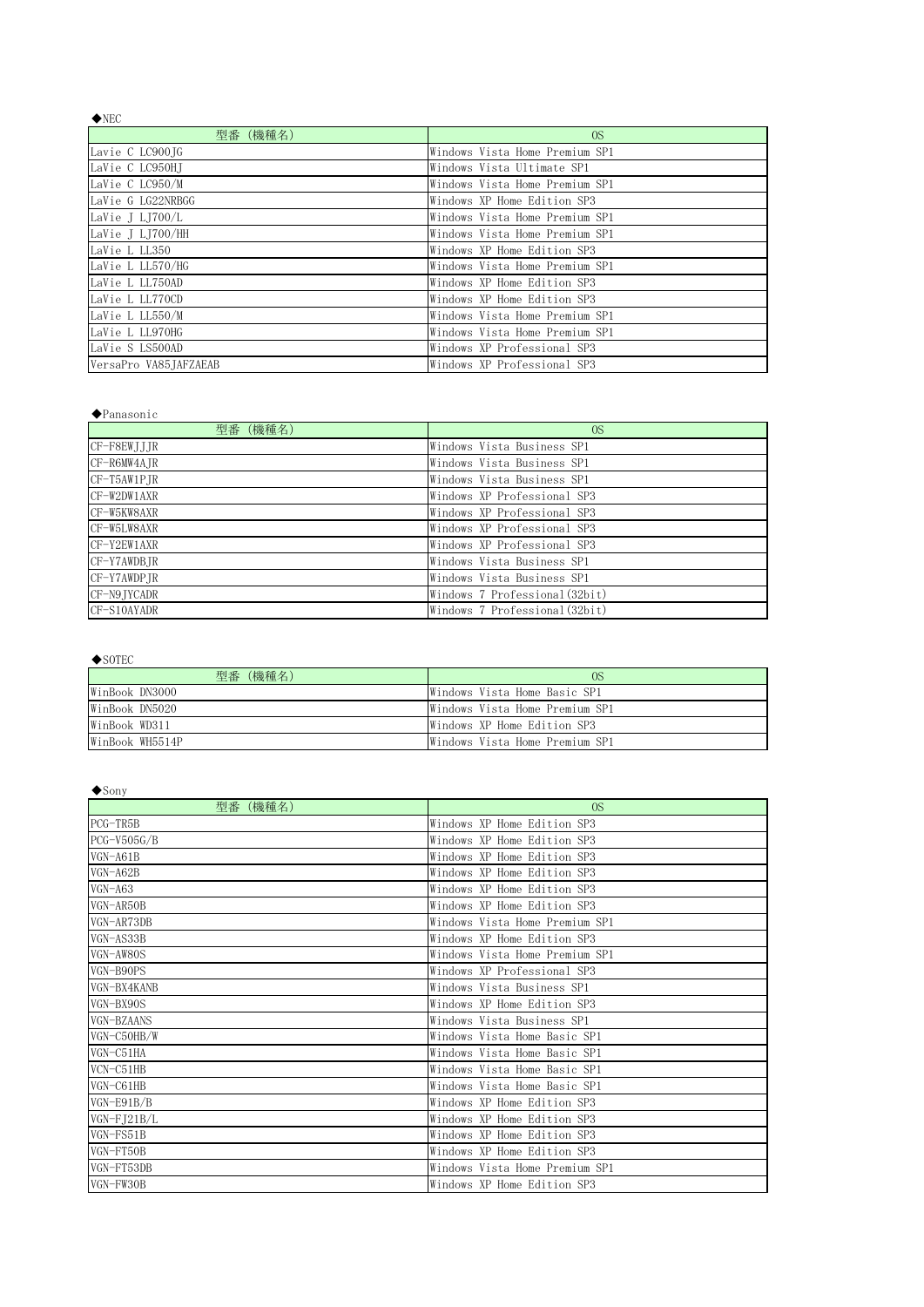◆NEC

| 型番（機種名） | OS |
|---|---|
| Lavie C LC900JG | Windows Vista Home Premium SP1 |
| LaVie C LC950HJ | Windows Vista Ultimate SP1 |
| LaVie C LC950/M | Windows Vista Home Premium SP1 |
| LaVie G LG22NRBGG | Windows XP Home Edition SP3 |
| LaVie J LJ700/L | Windows Vista Home Premium SP1 |
| LaVie J LJ700/HH | Windows Vista Home Premium SP1 |
| LaVie L LL350 | Windows XP Home Edition SP3 |
| LaVie L LL570/HG | Windows Vista Home Premium SP1 |
| LaVie L LL750AD | Windows XP Home Edition SP3 |
| LaVie L LL770CD | Windows XP Home Edition SP3 |
| LaVie L LL550/M | Windows Vista Home Premium SP1 |
| LaVie L LL970HG | Windows Vista Home Premium SP1 |
| LaVie S LS500AD | Windows XP Professional SP3 |
| VersaPro VA85JAFZAEAB | Windows XP Professional SP3 |

◆Panasonic

| 型番（機種名） | OS |
|---|---|
| CF-F8EWJJJR | Windows Vista Business SP1 |
| CF-R6MW4AJR | Windows Vista Business SP1 |
| CF-T5AW1PJR | Windows Vista Business SP1 |
| CF-W2DW1AXR | Windows XP Professional SP3 |
| CF-W5KW8AXR | Windows XP Professional SP3 |
| CF-W5LW8AXR | Windows XP Professional SP3 |
| CF-Y2EW1AXR | Windows XP Professional SP3 |
| CF-Y7AWDBJR | Windows Vista Business SP1 |
| CF-Y7AWDPJR | Windows Vista Business SP1 |
| CF-N9JYCADR | Windows 7 Professional(32bit) |
| CF-S10AYADR | Windows 7 Professional(32bit) |

◆SOTEC

| 型番（機種名） | OS |
|---|---|
| WinBook DN3000 | Windows Vista Home Basic SP1 |
| WinBook DN5020 | Windows Vista Home Premium SP1 |
| WinBook WD311 | Windows XP Home Edition SP3 |
| WinBook WH5514P | Windows Vista Home Premium SP1 |

◆Sony

| 型番（機種名） | OS |
|---|---|
| PCG-TR5B | Windows XP Home Edition SP3 |
| PCG-V505G/B | Windows XP Home Edition SP3 |
| VGN-A61B | Windows XP Home Edition SP3 |
| VGN-A62B | Windows XP Home Edition SP3 |
| VGN-A63 | Windows XP Home Edition SP3 |
| VGN-AR50B | Windows XP Home Edition SP3 |
| VGN-AR73DB | Windows Vista Home Premium SP1 |
| VGN-AS33B | Windows XP Home Edition SP3 |
| VGN-AW80S | Windows Vista Home Premium SP1 |
| VGN-B90PS | Windows XP Professional SP3 |
| VGN-BX4KANB | Windows Vista Business SP1 |
| VGN-BX90S | Windows XP Home Edition SP3 |
| VGN-BZAANS | Windows Vista Business SP1 |
| VGN-C50HB/W | Windows Vista Home Basic SP1 |
| VGN-C51HA | Windows Vista Home Basic SP1 |
| VCN-C51HB | Windows Vista Home Basic SP1 |
| VGN-C61HB | Windows Vista Home Basic SP1 |
| VGN-E91B/B | Windows XP Home Edition SP3 |
| VGN-FJ21B/L | Windows XP Home Edition SP3 |
| VGN-FS51B | Windows XP Home Edition SP3 |
| VGN-FT50B | Windows XP Home Edition SP3 |
| VGN-FT53DB | Windows Vista Home Premium SP1 |
| VGN-FW30B | Windows XP Home Edition SP3 |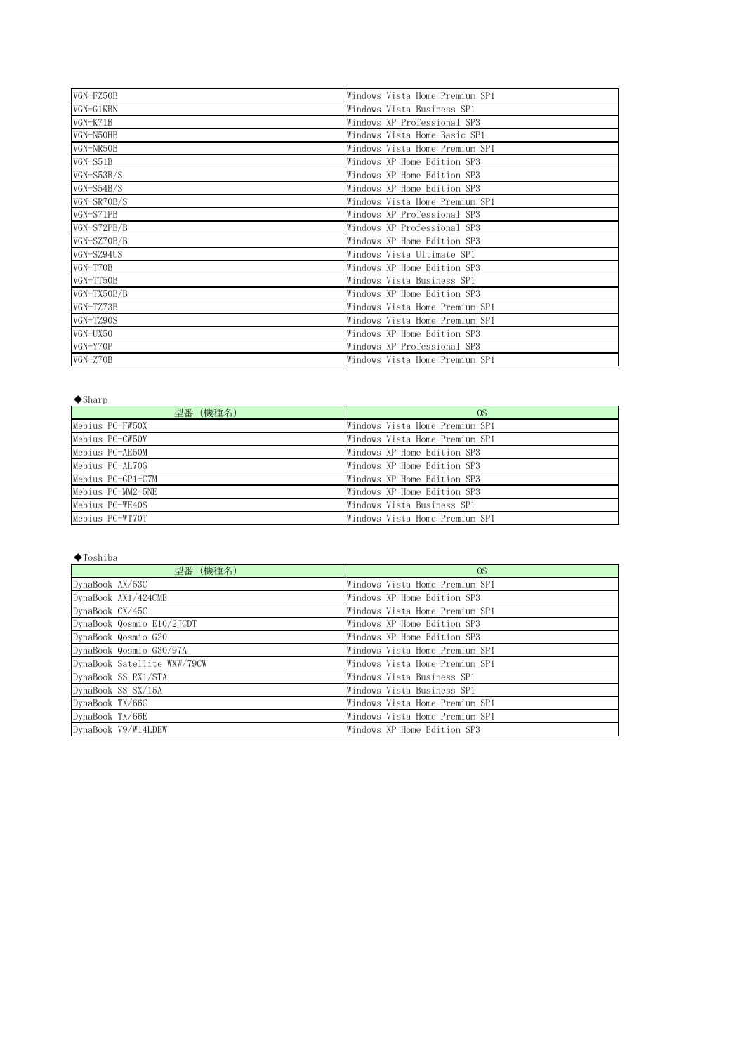| | |
|---|---|
| VGN-FZ50B | Windows Vista Home Premium SP1 |
| VGN-G1KBN | Windows Vista Business SP1 |
| VGN-K71B | Windows XP Professional SP3 |
| VGN-N50HB | Windows Vista Home Basic SP1 |
| VGN-NR50B | Windows Vista Home Premium SP1 |
| VGN-S51B | Windows XP Home Edition SP3 |
| VGN-S53B/S | Windows XP Home Edition SP3 |
| VGN-S54B/S | Windows XP Home Edition SP3 |
| VGN-SR70B/S | Windows Vista Home Premium SP1 |
| VGN-S71PB | Windows XP Professional SP3 |
| VGN-S72PB/B | Windows XP Professional SP3 |
| VGN-SZ70B/B | Windows XP Home Edition SP3 |
| VGN-SZ94US | Windows Vista Ultimate SP1 |
| VGN-T70B | Windows XP Home Edition SP3 |
| VGN-TT50B | Windows Vista Business SP1 |
| VGN-TX50B/B | Windows XP Home Edition SP3 |
| VGN-TZ73B | Windows Vista Home Premium SP1 |
| VGN-TZ90S | Windows Vista Home Premium SP1 |
| VGN-UX50 | Windows XP Home Edition SP3 |
| VGN-Y70P | Windows XP Professional SP3 |
| VGN-Z70B | Windows Vista Home Premium SP1 |

◆Sharp

| 型番（機種名） | OS |
|---|---|
| Mebius PC-FW50X | Windows Vista Home Premium SP1 |
| Mebius PC-CW50V | Windows Vista Home Premium SP1 |
| Mebius PC-AE50M | Windows XP Home Edition SP3 |
| Mebius PC-AL70G | Windows XP Home Edition SP3 |
| Mebius PC-GP1-C7M | Windows XP Home Edition SP3 |
| Mebius PC-MM2-5NE | Windows XP Home Edition SP3 |
| Mebius PC-WE40S | Windows Vista Business SP1 |
| Mebius PC-WT70T | Windows Vista Home Premium SP1 |

◆Toshiba

| 型番（機種名） | OS |
|---|---|
| DynaBook AX/53C | Windows Vista Home Premium SP1 |
| DynaBook AX1/424CME | Windows XP Home Edition SP3 |
| DynaBook CX/45C | Windows Vista Home Premium SP1 |
| DynaBook Qosmio E10/2JCDT | Windows XP Home Edition SP3 |
| DynaBook Qosmio G20 | Windows XP Home Edition SP3 |
| DynaBook Qosmio G30/97A | Windows Vista Home Premium SP1 |
| DynaBook Satellite WXW/79CW | Windows Vista Home Premium SP1 |
| DynaBook SS RX1/STA | Windows Vista Business SP1 |
| DynaBook SS SX/15A | Windows Vista Business SP1 |
| DynaBook TX/66C | Windows Vista Home Premium SP1 |
| DynaBook TX/66E | Windows Vista Home Premium SP1 |
| DynaBook V9/W14LDEW | Windows XP Home Edition SP3 |